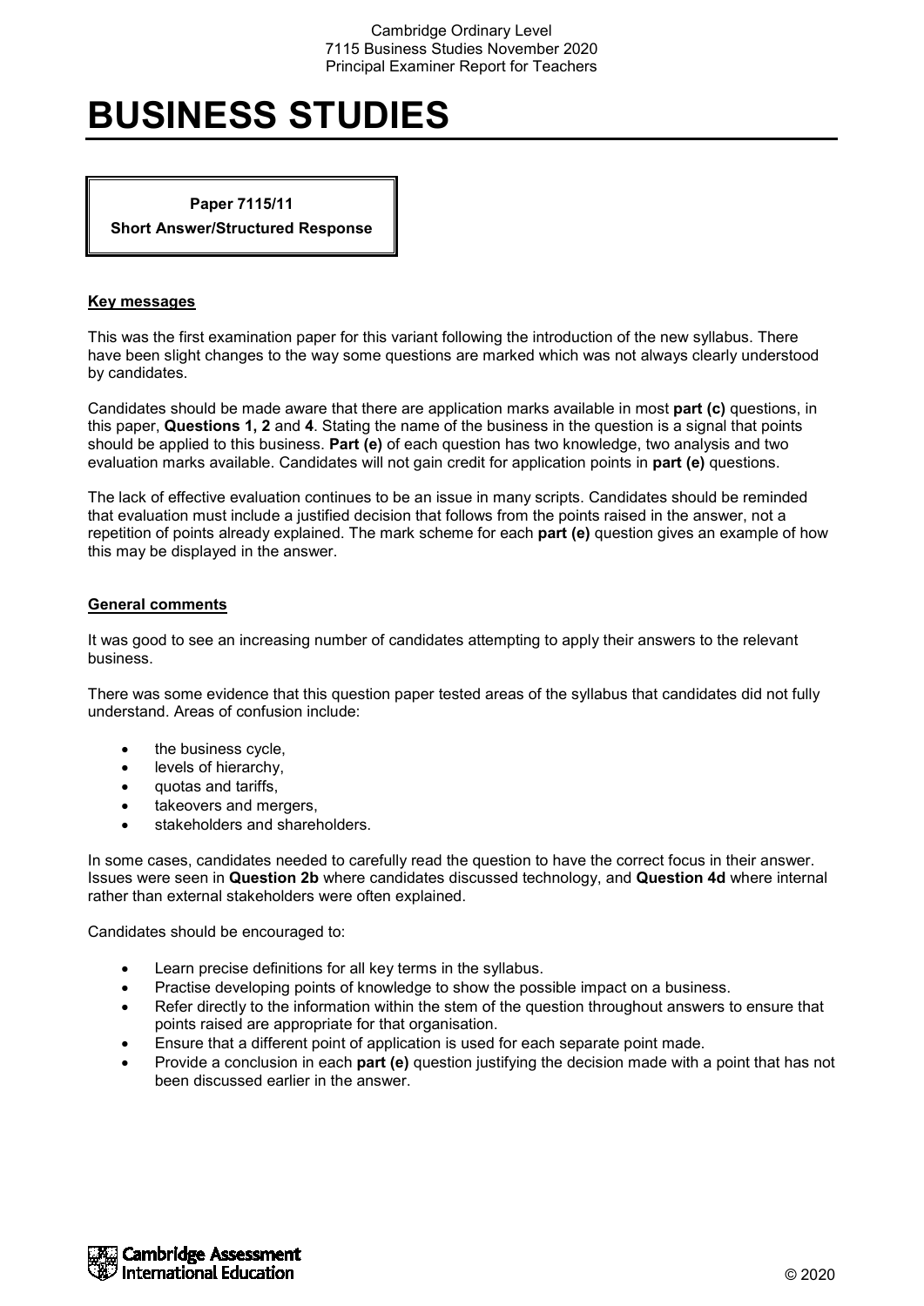# BUSINESS STUDIES

**Paper 7115/11**
**Short Answer/Structured Response**

## Key messages

This was the first examination paper for this variant following the introduction of the new syllabus. There have been slight changes to the way some questions are marked which was not always clearly understood by candidates.

Candidates should be made aware that there are application marks available in most **part (c)** questions, in this paper, **Questions 1, 2** and **4**. Stating the name of the business in the question is a signal that points should be applied to this business. **Part (e)** of each question has two knowledge, two analysis and two evaluation marks available. Candidates will not gain credit for application points in **part (e)** questions.

The lack of effective evaluation continues to be an issue in many scripts. Candidates should be reminded that evaluation must include a justified decision that follows from the points raised in the answer, not a repetition of points already explained. The mark scheme for each **part (e)** question gives an example of how this may be displayed in the answer.

## General comments

It was good to see an increasing number of candidates attempting to apply their answers to the relevant business.

There was some evidence that this question paper tested areas of the syllabus that candidates did not fully understand. Areas of confusion include:

- the business cycle,
- levels of hierarchy,
- quotas and tariffs,
- takeovers and mergers,
- stakeholders and shareholders.

In some cases, candidates needed to carefully read the question to have the correct focus in their answer. Issues were seen in **Question 2b** where candidates discussed technology, and **Question 4d** where internal rather than external stakeholders were often explained.

Candidates should be encouraged to:

- Learn precise definitions for all key terms in the syllabus.
- Practise developing points of knowledge to show the possible impact on a business.
- Refer directly to the information within the stem of the question throughout answers to ensure that points raised are appropriate for that organisation.
- Ensure that a different point of application is used for each separate point made.
- Provide a conclusion in each **part (e)** question justifying the decision made with a point that has not been discussed earlier in the answer.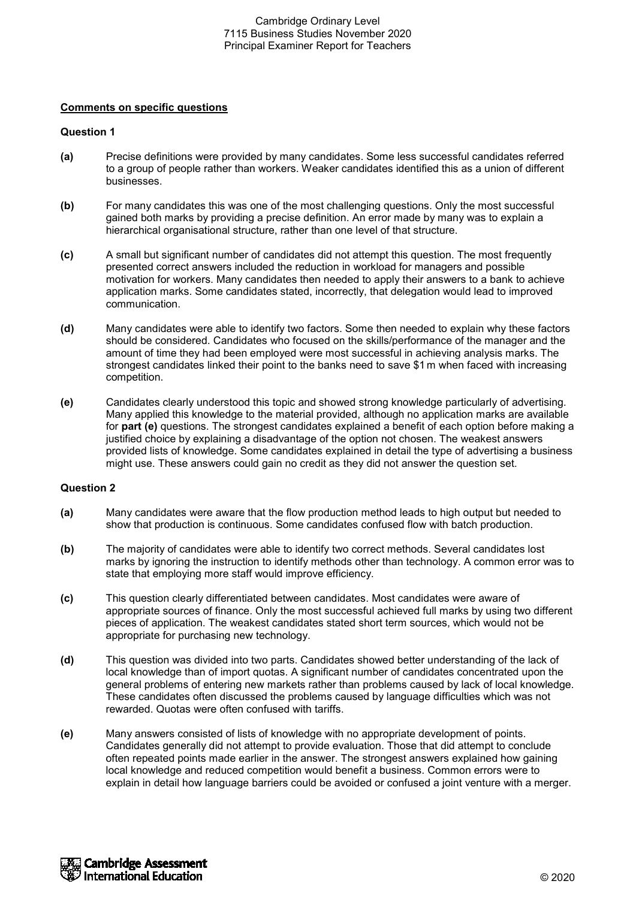**Comments on specific questions**

**Question 1**

**(a)** Precise definitions were provided by many candidates. Some less successful candidates referred to a group of people rather than workers. Weaker candidates identified this as a union of different businesses.

**(b)** For many candidates this was one of the most challenging questions. Only the most successful gained both marks by providing a precise definition. An error made by many was to explain a hierarchical organisational structure, rather than one level of that structure.

**(c)** A small but significant number of candidates did not attempt this question. The most frequently presented correct answers included the reduction in workload for managers and possible motivation for workers. Many candidates then needed to apply their answers to a bank to achieve application marks. Some candidates stated, incorrectly, that delegation would lead to improved communication.

**(d)** Many candidates were able to identify two factors. Some then needed to explain why these factors should be considered. Candidates who focused on the skills/performance of the manager and the amount of time they had been employed were most successful in achieving analysis marks. The strongest candidates linked their point to the banks need to save $1 m when faced with increasing competition.

**(e)** Candidates clearly understood this topic and showed strong knowledge particularly of advertising. Many applied this knowledge to the material provided, although no application marks are available for **part (e)** questions. The strongest candidates explained a benefit of each option before making a justified choice by explaining a disadvantage of the option not chosen. The weakest answers provided lists of knowledge. Some candidates explained in detail the type of advertising a business might use. These answers could gain no credit as they did not answer the question set.

**Question 2**

**(a)** Many candidates were aware that the flow production method leads to high output but needed to show that production is continuous. Some candidates confused flow with batch production.

**(b)** The majority of candidates were able to identify two correct methods. Several candidates lost marks by ignoring the instruction to identify methods other than technology. A common error was to state that employing more staff would improve efficiency.

**(c)** This question clearly differentiated between candidates. Most candidates were aware of appropriate sources of finance. Only the most successful achieved full marks by using two different pieces of application. The weakest candidates stated short term sources, which would not be appropriate for purchasing new technology.

**(d)** This question was divided into two parts. Candidates showed better understanding of the lack of local knowledge than of import quotas. A significant number of candidates concentrated upon the general problems of entering new markets rather than problems caused by lack of local knowledge. These candidates often discussed the problems caused by language difficulties which was not rewarded. Quotas were often confused with tariffs.

**(e)** Many answers consisted of lists of knowledge with no appropriate development of points. Candidates generally did not attempt to provide evaluation. Those that did attempt to conclude often repeated points made earlier in the answer. The strongest answers explained how gaining local knowledge and reduced competition would benefit a business. Common errors were to explain in detail how language barriers could be avoided or confused a joint venture with a merger.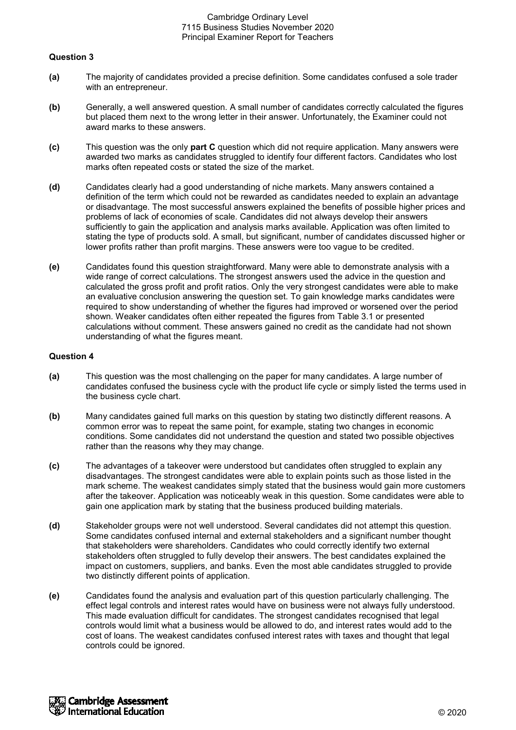### Question 3

**(a)** The majority of candidates provided a precise definition. Some candidates confused a sole trader with an entrepreneur.

**(b)** Generally, a well answered question. A small number of candidates correctly calculated the figures but placed them next to the wrong letter in their answer. Unfortunately, the Examiner could not award marks to these answers.

**(c)** This question was the only **part C** question which did not require application. Many answers were awarded two marks as candidates struggled to identify four different factors. Candidates who lost marks often repeated costs or stated the size of the market.

**(d)** Candidates clearly had a good understanding of niche markets. Many answers contained a definition of the term which could not be rewarded as candidates needed to explain an advantage or disadvantage. The most successful answers explained the benefits of possible higher prices and problems of lack of economies of scale. Candidates did not always develop their answers sufficiently to gain the application and analysis marks available. Application was often limited to stating the type of products sold. A small, but significant, number of candidates discussed higher or lower profits rather than profit margins. These answers were too vague to be credited.

**(e)** Candidates found this question straightforward. Many were able to demonstrate analysis with a wide range of correct calculations. The strongest answers used the advice in the question and calculated the gross profit and profit ratios. Only the very strongest candidates were able to make an evaluative conclusion answering the question set. To gain knowledge marks candidates were required to show understanding of whether the figures had improved or worsened over the period shown. Weaker candidates often either repeated the figures from Table 3.1 or presented calculations without comment. These answers gained no credit as the candidate had not shown understanding of what the figures meant.

### Question 4

**(a)** This question was the most challenging on the paper for many candidates. A large number of candidates confused the business cycle with the product life cycle or simply listed the terms used in the business cycle chart.

**(b)** Many candidates gained full marks on this question by stating two distinctly different reasons. A common error was to repeat the same point, for example, stating two changes in economic conditions. Some candidates did not understand the question and stated two possible objectives rather than the reasons why they may change.

**(c)** The advantages of a takeover were understood but candidates often struggled to explain any disadvantages. The strongest candidates were able to explain points such as those listed in the mark scheme. The weakest candidates simply stated that the business would gain more customers after the takeover. Application was noticeably weak in this question. Some candidates were able to gain one application mark by stating that the business produced building materials.

**(d)** Stakeholder groups were not well understood. Several candidates did not attempt this question. Some candidates confused internal and external stakeholders and a significant number thought that stakeholders were shareholders. Candidates who could correctly identify two external stakeholders often struggled to fully develop their answers. The best candidates explained the impact on customers, suppliers, and banks. Even the most able candidates struggled to provide two distinctly different points of application.

**(e)** Candidates found the analysis and evaluation part of this question particularly challenging. The effect legal controls and interest rates would have on business were not always fully understood. This made evaluation difficult for candidates. The strongest candidates recognised that legal controls would limit what a business would be allowed to do, and interest rates would add to the cost of loans. The weakest candidates confused interest rates with taxes and thought that legal controls could be ignored.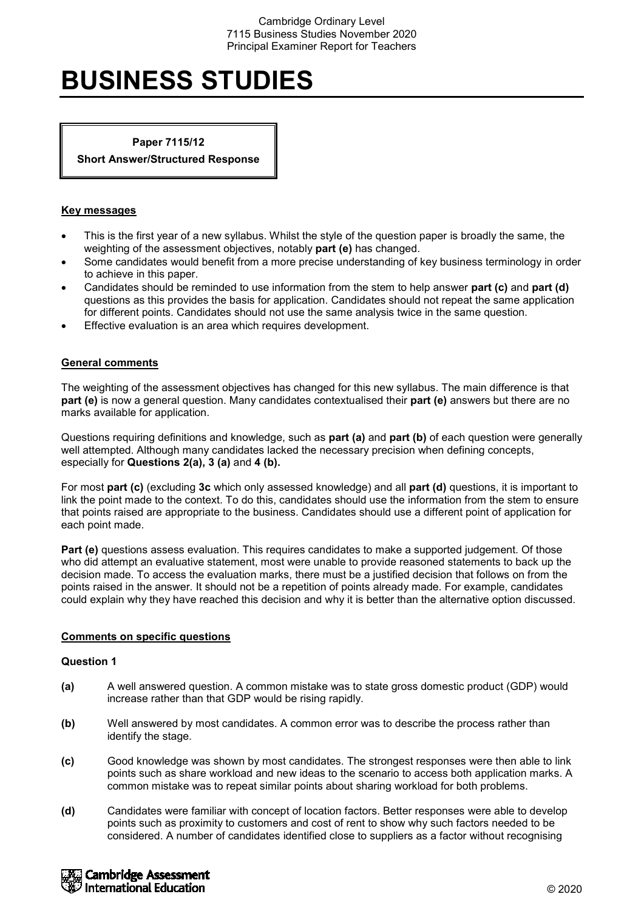# BUSINESS STUDIES

**Paper 7115/12**
**Short Answer/Structured Response**

## Key messages

- This is the first year of a new syllabus. Whilst the style of the question paper is broadly the same, the weighting of the assessment objectives, notably **part (e)** has changed.
- Some candidates would benefit from a more precise understanding of key business terminology in order to achieve in this paper.
- Candidates should be reminded to use information from the stem to help answer **part (c)** and **part (d)** questions as this provides the basis for application. Candidates should not repeat the same application for different points. Candidates should not use the same analysis twice in the same question.
- Effective evaluation is an area which requires development.

## General comments

The weighting of the assessment objectives has changed for this new syllabus. The main difference is that **part (e)** is now a general question. Many candidates contextualised their **part (e)** answers but there are no marks available for application.

Questions requiring definitions and knowledge, such as **part (a)** and **part (b)** of each question were generally well attempted. Although many candidates lacked the necessary precision when defining concepts, especially for **Questions 2(a), 3 (a)** and **4 (b).**

For most **part (c)** (excluding **3c** which only assessed knowledge) and all **part (d)** questions, it is important to link the point made to the context. To do this, candidates should use the information from the stem to ensure that points raised are appropriate to the business. Candidates should use a different point of application for each point made.

**Part (e)** questions assess evaluation. This requires candidates to make a supported judgement. Of those who did attempt an evaluative statement, most were unable to provide reasoned statements to back up the decision made. To access the evaluation marks, there must be a justified decision that follows on from the points raised in the answer. It should not be a repetition of points already made. For example, candidates could explain why they have reached this decision and why it is better than the alternative option discussed.

## Comments on specific questions

### Question 1

**(a)** A well answered question. A common mistake was to state gross domestic product (GDP) would increase rather than that GDP would be rising rapidly.

**(b)** Well answered by most candidates. A common error was to describe the process rather than identify the stage.

**(c)** Good knowledge was shown by most candidates. The strongest responses were then able to link points such as share workload and new ideas to the scenario to access both application marks. A common mistake was to repeat similar points about sharing workload for both problems.

**(d)** Candidates were familiar with concept of location factors. Better responses were able to develop points such as proximity to customers and cost of rent to show why such factors needed to be considered. A number of candidates identified close to suppliers as a factor without recognising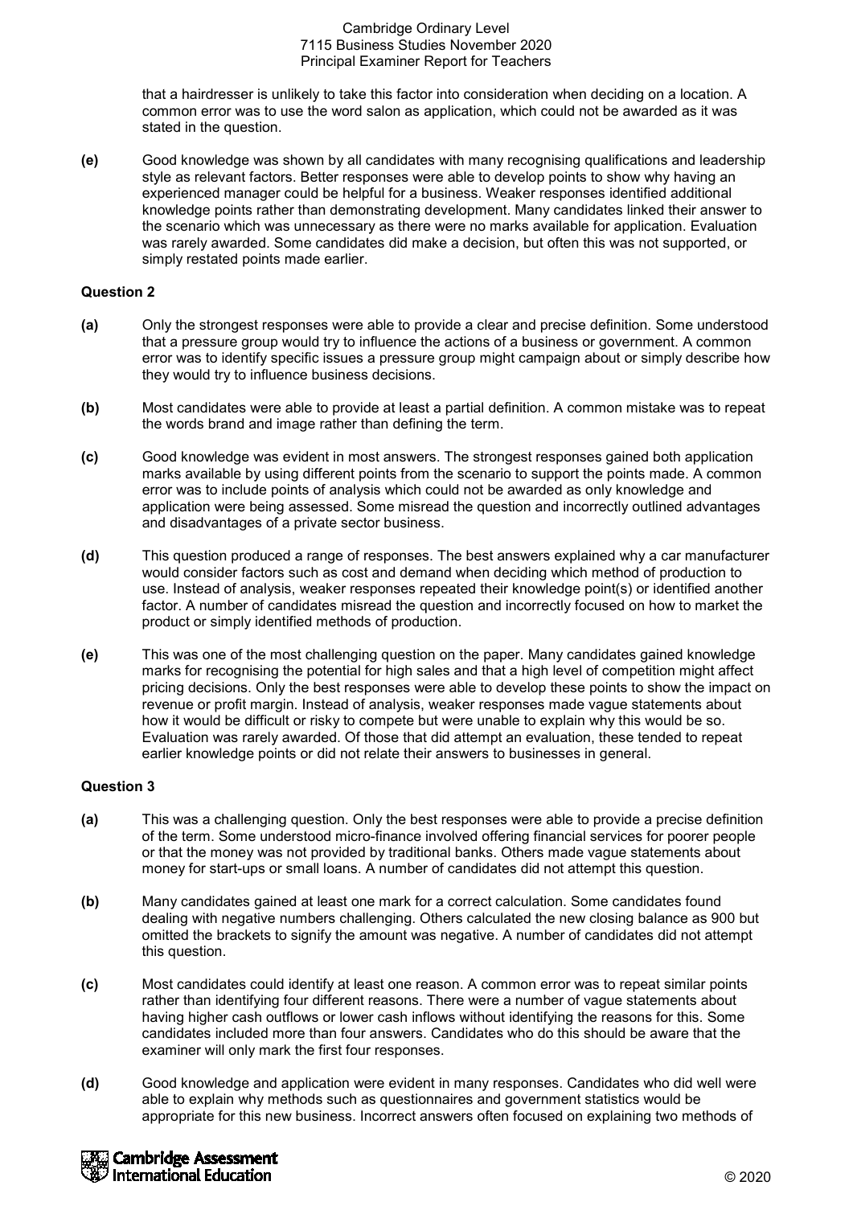that a hairdresser is unlikely to take this factor into consideration when deciding on a location. A common error was to use the word salon as application, which could not be awarded as it was stated in the question.

**(e)** Good knowledge was shown by all candidates with many recognising qualifications and leadership style as relevant factors. Better responses were able to develop points to show why having an experienced manager could be helpful for a business. Weaker responses identified additional knowledge points rather than demonstrating development. Many candidates linked their answer to the scenario which was unnecessary as there were no marks available for application. Evaluation was rarely awarded. Some candidates did make a decision, but often this was not supported, or simply restated points made earlier.

### Question 2

**(a)** Only the strongest responses were able to provide a clear and precise definition. Some understood that a pressure group would try to influence the actions of a business or government. A common error was to identify specific issues a pressure group might campaign about or simply describe how they would try to influence business decisions.

**(b)** Most candidates were able to provide at least a partial definition. A common mistake was to repeat the words brand and image rather than defining the term.

**(c)** Good knowledge was evident in most answers. The strongest responses gained both application marks available by using different points from the scenario to support the points made. A common error was to include points of analysis which could not be awarded as only knowledge and application were being assessed. Some misread the question and incorrectly outlined advantages and disadvantages of a private sector business.

**(d)** This question produced a range of responses. The best answers explained why a car manufacturer would consider factors such as cost and demand when deciding which method of production to use. Instead of analysis, weaker responses repeated their knowledge point(s) or identified another factor. A number of candidates misread the question and incorrectly focused on how to market the product or simply identified methods of production.

**(e)** This was one of the most challenging question on the paper. Many candidates gained knowledge marks for recognising the potential for high sales and that a high level of competition might affect pricing decisions. Only the best responses were able to develop these points to show the impact on revenue or profit margin. Instead of analysis, weaker responses made vague statements about how it would be difficult or risky to compete but were unable to explain why this would be so. Evaluation was rarely awarded. Of those that did attempt an evaluation, these tended to repeat earlier knowledge points or did not relate their answers to businesses in general.

### Question 3

**(a)** This was a challenging question. Only the best responses were able to provide a precise definition of the term. Some understood micro-finance involved offering financial services for poorer people or that the money was not provided by traditional banks. Others made vague statements about money for start-ups or small loans. A number of candidates did not attempt this question.

**(b)** Many candidates gained at least one mark for a correct calculation. Some candidates found dealing with negative numbers challenging. Others calculated the new closing balance as 900 but omitted the brackets to signify the amount was negative. A number of candidates did not attempt this question.

**(c)** Most candidates could identify at least one reason. A common error was to repeat similar points rather than identifying four different reasons. There were a number of vague statements about having higher cash outflows or lower cash inflows without identifying the reasons for this. Some candidates included more than four answers. Candidates who do this should be aware that the examiner will only mark the first four responses.

**(d)** Good knowledge and application were evident in many responses. Candidates who did well were able to explain why methods such as questionnaires and government statistics would be appropriate for this new business. Incorrect answers often focused on explaining two methods of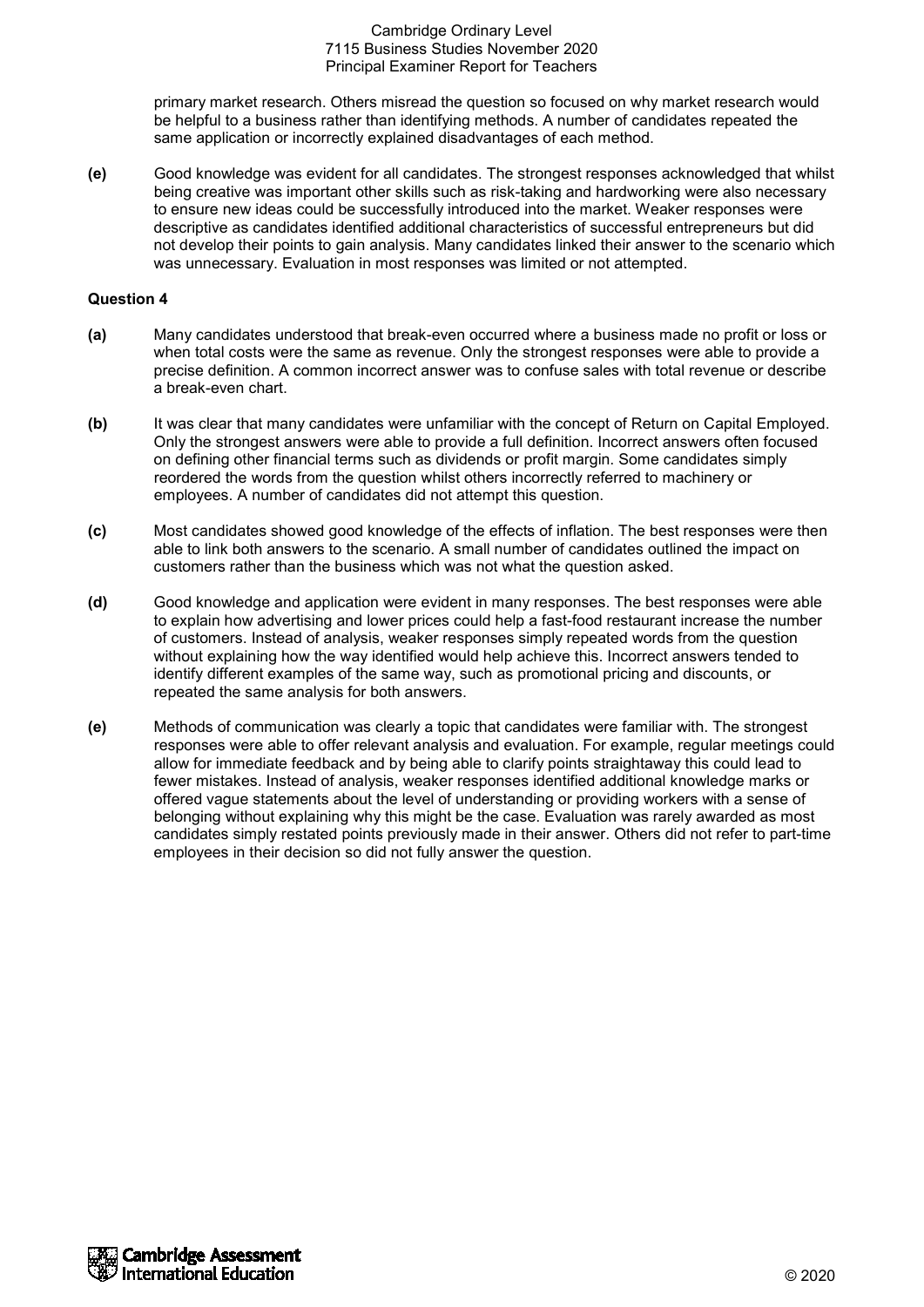primary market research. Others misread the question so focused on why market research would be helpful to a business rather than identifying methods. A number of candidates repeated the same application or incorrectly explained disadvantages of each method.

**(e)** Good knowledge was evident for all candidates. The strongest responses acknowledged that whilst being creative was important other skills such as risk-taking and hardworking were also necessary to ensure new ideas could be successfully introduced into the market. Weaker responses were descriptive as candidates identified additional characteristics of successful entrepreneurs but did not develop their points to gain analysis. Many candidates linked their answer to the scenario which was unnecessary. Evaluation in most responses was limited or not attempted.

### Question 4

**(a)** Many candidates understood that break-even occurred where a business made no profit or loss or when total costs were the same as revenue. Only the strongest responses were able to provide a precise definition. A common incorrect answer was to confuse sales with total revenue or describe a break-even chart.

**(b)** It was clear that many candidates were unfamiliar with the concept of Return on Capital Employed. Only the strongest answers were able to provide a full definition. Incorrect answers often focused on defining other financial terms such as dividends or profit margin. Some candidates simply reordered the words from the question whilst others incorrectly referred to machinery or employees. A number of candidates did not attempt this question.

**(c)** Most candidates showed good knowledge of the effects of inflation. The best responses were then able to link both answers to the scenario. A small number of candidates outlined the impact on customers rather than the business which was not what the question asked.

**(d)** Good knowledge and application were evident in many responses. The best responses were able to explain how advertising and lower prices could help a fast-food restaurant increase the number of customers. Instead of analysis, weaker responses simply repeated words from the question without explaining how the way identified would help achieve this. Incorrect answers tended to identify different examples of the same way, such as promotional pricing and discounts, or repeated the same analysis for both answers.

**(e)** Methods of communication was clearly a topic that candidates were familiar with. The strongest responses were able to offer relevant analysis and evaluation. For example, regular meetings could allow for immediate feedback and by being able to clarify points straightaway this could lead to fewer mistakes. Instead of analysis, weaker responses identified additional knowledge marks or offered vague statements about the level of understanding or providing workers with a sense of belonging without explaining why this might be the case. Evaluation was rarely awarded as most candidates simply restated points previously made in their answer. Others did not refer to part-time employees in their decision so did not fully answer the question.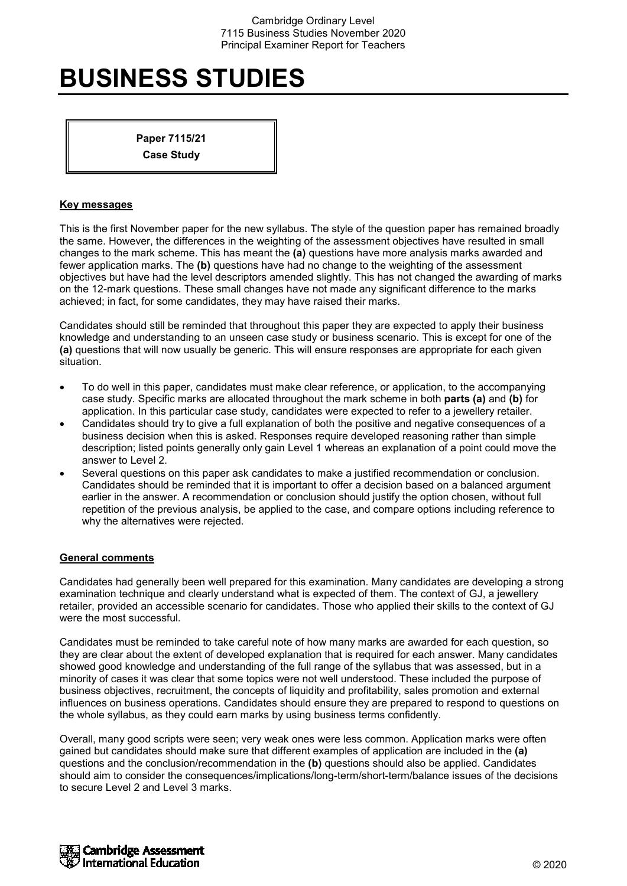# BUSINESS STUDIES

**Paper 7115/21**
**Case Study**

## Key messages

This is the first November paper for the new syllabus. The style of the question paper has remained broadly the same. However, the differences in the weighting of the assessment objectives have resulted in small changes to the mark scheme. This has meant the **(a)** questions have more analysis marks awarded and fewer application marks. The **(b)** questions have had no change to the weighting of the assessment objectives but have had the level descriptors amended slightly. This has not changed the awarding of marks on the 12-mark questions. These small changes have not made any significant difference to the marks achieved; in fact, for some candidates, they may have raised their marks.

Candidates should still be reminded that throughout this paper they are expected to apply their business knowledge and understanding to an unseen case study or business scenario. This is except for one of the **(a)** questions that will now usually be generic. This will ensure responses are appropriate for each given situation.

- To do well in this paper, candidates must make clear reference, or application, to the accompanying case study. Specific marks are allocated throughout the mark scheme in both **parts (a)** and **(b)** for application. In this particular case study, candidates were expected to refer to a jewellery retailer.
- Candidates should try to give a full explanation of both the positive and negative consequences of a business decision when this is asked. Responses require developed reasoning rather than simple description; listed points generally only gain Level 1 whereas an explanation of a point could move the answer to Level 2.
- Several questions on this paper ask candidates to make a justified recommendation or conclusion. Candidates should be reminded that it is important to offer a decision based on a balanced argument earlier in the answer. A recommendation or conclusion should justify the option chosen, without full repetition of the previous analysis, be applied to the case, and compare options including reference to why the alternatives were rejected.

## General comments

Candidates had generally been well prepared for this examination. Many candidates are developing a strong examination technique and clearly understand what is expected of them. The context of GJ, a jewellery retailer, provided an accessible scenario for candidates. Those who applied their skills to the context of GJ were the most successful.

Candidates must be reminded to take careful note of how many marks are awarded for each question, so they are clear about the extent of developed explanation that is required for each answer. Many candidates showed good knowledge and understanding of the full range of the syllabus that was assessed, but in a minority of cases it was clear that some topics were not well understood. These included the purpose of business objectives, recruitment, the concepts of liquidity and profitability, sales promotion and external influences on business operations. Candidates should ensure they are prepared to respond to questions on the whole syllabus, as they could earn marks by using business terms confidently.

Overall, many good scripts were seen; very weak ones were less common. Application marks were often gained but candidates should make sure that different examples of application are included in the **(a)** questions and the conclusion/recommendation in the **(b)** questions should also be applied. Candidates should aim to consider the consequences/implications/long-term/short-term/balance issues of the decisions to secure Level 2 and Level 3 marks.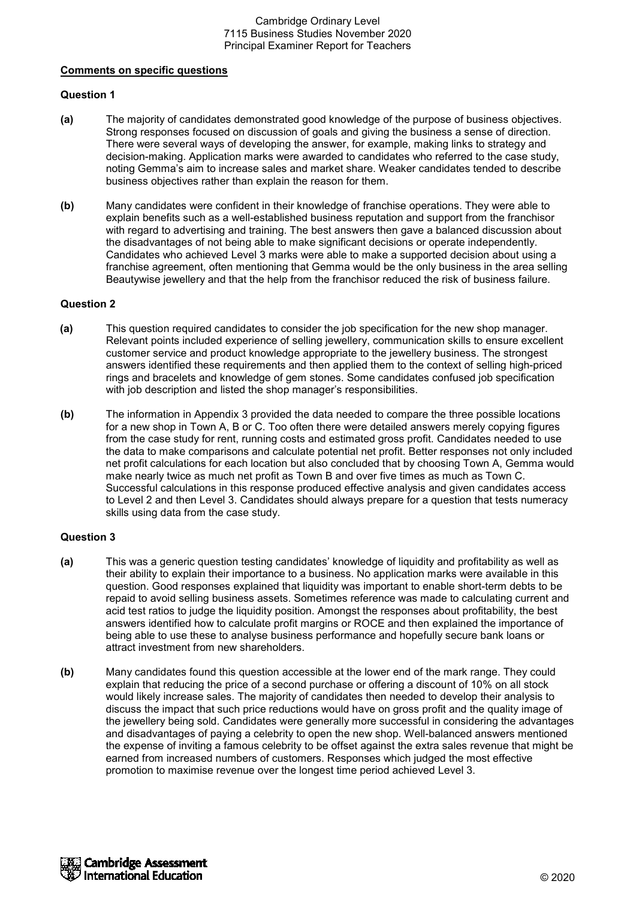## Comments on specific questions

### Question 1

**(a)** The majority of candidates demonstrated good knowledge of the purpose of business objectives. Strong responses focused on discussion of goals and giving the business a sense of direction. There were several ways of developing the answer, for example, making links to strategy and decision-making. Application marks were awarded to candidates who referred to the case study, noting Gemma's aim to increase sales and market share. Weaker candidates tended to describe business objectives rather than explain the reason for them.

**(b)** Many candidates were confident in their knowledge of franchise operations. They were able to explain benefits such as a well-established business reputation and support from the franchisor with regard to advertising and training. The best answers then gave a balanced discussion about the disadvantages of not being able to make significant decisions or operate independently. Candidates who achieved Level 3 marks were able to make a supported decision about using a franchise agreement, often mentioning that Gemma would be the only business in the area selling Beautywise jewellery and that the help from the franchisor reduced the risk of business failure.

### Question 2

**(a)** This question required candidates to consider the job specification for the new shop manager. Relevant points included experience of selling jewellery, communication skills to ensure excellent customer service and product knowledge appropriate to the jewellery business. The strongest answers identified these requirements and then applied them to the context of selling high-priced rings and bracelets and knowledge of gem stones. Some candidates confused job specification with job description and listed the shop manager's responsibilities.

**(b)** The information in Appendix 3 provided the data needed to compare the three possible locations for a new shop in Town A, B or C. Too often there were detailed answers merely copying figures from the case study for rent, running costs and estimated gross profit. Candidates needed to use the data to make comparisons and calculate potential net profit. Better responses not only included net profit calculations for each location but also concluded that by choosing Town A, Gemma would make nearly twice as much net profit as Town B and over five times as much as Town C. Successful calculations in this response produced effective analysis and given candidates access to Level 2 and then Level 3. Candidates should always prepare for a question that tests numeracy skills using data from the case study.

### Question 3

**(a)** This was a generic question testing candidates' knowledge of liquidity and profitability as well as their ability to explain their importance to a business. No application marks were available in this question. Good responses explained that liquidity was important to enable short-term debts to be repaid to avoid selling business assets. Sometimes reference was made to calculating current and acid test ratios to judge the liquidity position. Amongst the responses about profitability, the best answers identified how to calculate profit margins or ROCE and then explained the importance of being able to use these to analyse business performance and hopefully secure bank loans or attract investment from new shareholders.

**(b)** Many candidates found this question accessible at the lower end of the mark range. They could explain that reducing the price of a second purchase or offering a discount of 10% on all stock would likely increase sales. The majority of candidates then needed to develop their analysis to discuss the impact that such price reductions would have on gross profit and the quality image of the jewellery being sold. Candidates were generally more successful in considering the advantages and disadvantages of paying a celebrity to open the new shop. Well-balanced answers mentioned the expense of inviting a famous celebrity to be offset against the extra sales revenue that might be earned from increased numbers of customers. Responses which judged the most effective promotion to maximise revenue over the longest time period achieved Level 3.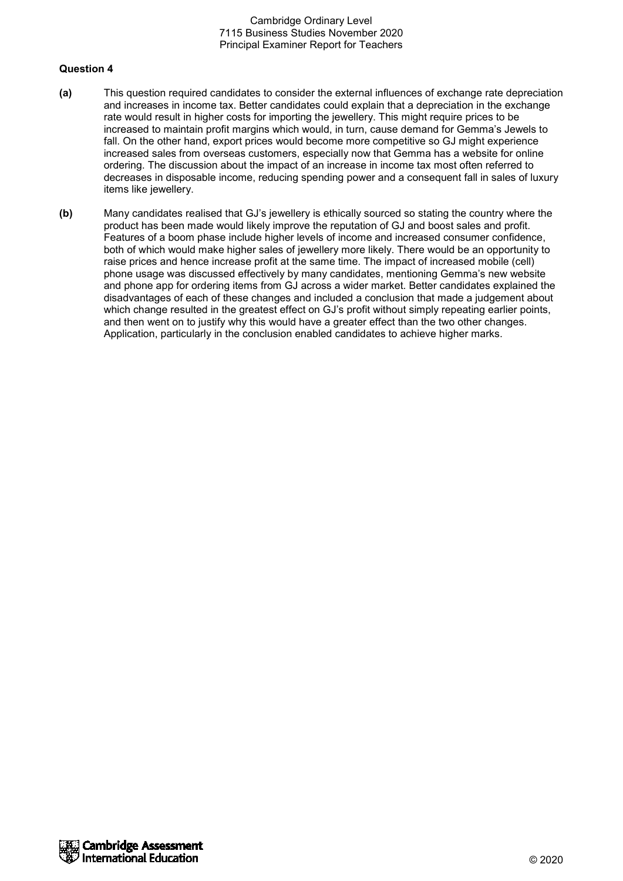**Question 4**

**(a)** This question required candidates to consider the external influences of exchange rate depreciation and increases in income tax. Better candidates could explain that a depreciation in the exchange rate would result in higher costs for importing the jewellery. This might require prices to be increased to maintain profit margins which would, in turn, cause demand for Gemma's Jewels to fall. On the other hand, export prices would become more competitive so GJ might experience increased sales from overseas customers, especially now that Gemma has a website for online ordering. The discussion about the impact of an increase in income tax most often referred to decreases in disposable income, reducing spending power and a consequent fall in sales of luxury items like jewellery.

**(b)** Many candidates realised that GJ's jewellery is ethically sourced so stating the country where the product has been made would likely improve the reputation of GJ and boost sales and profit. Features of a boom phase include higher levels of income and increased consumer confidence, both of which would make higher sales of jewellery more likely. There would be an opportunity to raise prices and hence increase profit at the same time. The impact of increased mobile (cell) phone usage was discussed effectively by many candidates, mentioning Gemma's new website and phone app for ordering items from GJ across a wider market. Better candidates explained the disadvantages of each of these changes and included a conclusion that made a judgement about which change resulted in the greatest effect on GJ's profit without simply repeating earlier points, and then went on to justify why this would have a greater effect than the two other changes. Application, particularly in the conclusion enabled candidates to achieve higher marks.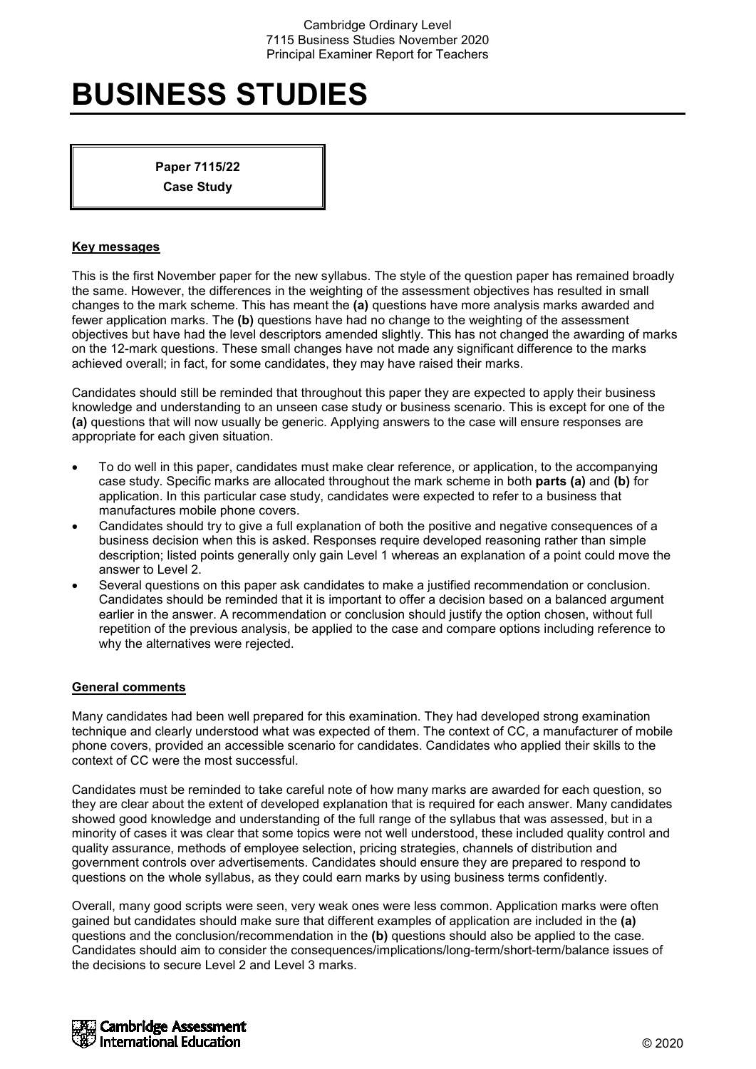# BUSINESS STUDIES

**Paper 7115/22**
**Case Study**

**Key messages**

This is the first November paper for the new syllabus. The style of the question paper has remained broadly the same. However, the differences in the weighting of the assessment objectives has resulted in small changes to the mark scheme. This has meant the **(a)** questions have more analysis marks awarded and fewer application marks. The **(b)** questions have had no change to the weighting of the assessment objectives but have had the level descriptors amended slightly. This has not changed the awarding of marks on the 12-mark questions. These small changes have not made any significant difference to the marks achieved overall; in fact, for some candidates, they may have raised their marks.

Candidates should still be reminded that throughout this paper they are expected to apply their business knowledge and understanding to an unseen case study or business scenario. This is except for one of the **(a)** questions that will now usually be generic. Applying answers to the case will ensure responses are appropriate for each given situation.

- To do well in this paper, candidates must make clear reference, or application, to the accompanying case study. Specific marks are allocated throughout the mark scheme in both **parts (a)** and **(b)** for application. In this particular case study, candidates were expected to refer to a business that manufactures mobile phone covers.
- Candidates should try to give a full explanation of both the positive and negative consequences of a business decision when this is asked. Responses require developed reasoning rather than simple description; listed points generally only gain Level 1 whereas an explanation of a point could move the answer to Level 2.
- Several questions on this paper ask candidates to make a justified recommendation or conclusion. Candidates should be reminded that it is important to offer a decision based on a balanced argument earlier in the answer. A recommendation or conclusion should justify the option chosen, without full repetition of the previous analysis, be applied to the case and compare options including reference to why the alternatives were rejected.

**General comments**

Many candidates had been well prepared for this examination. They had developed strong examination technique and clearly understood what was expected of them. The context of CC, a manufacturer of mobile phone covers, provided an accessible scenario for candidates. Candidates who applied their skills to the context of CC were the most successful.

Candidates must be reminded to take careful note of how many marks are awarded for each question, so they are clear about the extent of developed explanation that is required for each answer. Many candidates showed good knowledge and understanding of the full range of the syllabus that was assessed, but in a minority of cases it was clear that some topics were not well understood, these included quality control and quality assurance, methods of employee selection, pricing strategies, channels of distribution and government controls over advertisements. Candidates should ensure they are prepared to respond to questions on the whole syllabus, as they could earn marks by using business terms confidently.

Overall, many good scripts were seen, very weak ones were less common. Application marks were often gained but candidates should make sure that different examples of application are included in the **(a)** questions and the conclusion/recommendation in the **(b)** questions should also be applied to the case. Candidates should aim to consider the consequences/implications/long-term/short-term/balance issues of the decisions to secure Level 2 and Level 3 marks.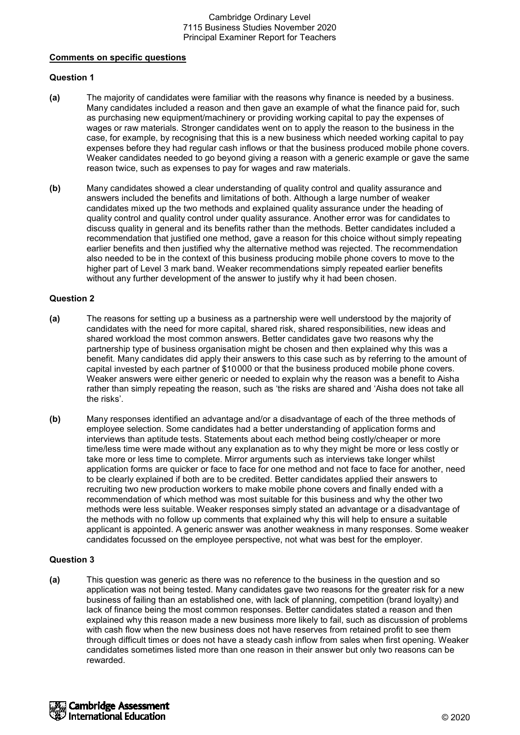**Comments on specific questions**

**Question 1**

**(a)** The majority of candidates were familiar with the reasons why finance is needed by a business. Many candidates included a reason and then gave an example of what the finance paid for, such as purchasing new equipment/machinery or providing working capital to pay the expenses of wages or raw materials. Stronger candidates went on to apply the reason to the business in the case, for example, by recognising that this is a new business which needed working capital to pay expenses before they had regular cash inflows or that the business produced mobile phone covers. Weaker candidates needed to go beyond giving a reason with a generic example or gave the same reason twice, such as expenses to pay for wages and raw materials.

**(b)** Many candidates showed a clear understanding of quality control and quality assurance and answers included the benefits and limitations of both. Although a large number of weaker candidates mixed up the two methods and explained quality assurance under the heading of quality control and quality control under quality assurance. Another error was for candidates to discuss quality in general and its benefits rather than the methods. Better candidates included a recommendation that justified one method, gave a reason for this choice without simply repeating earlier benefits and then justified why the alternative method was rejected. The recommendation also needed to be in the context of this business producing mobile phone covers to move to the higher part of Level 3 mark band. Weaker recommendations simply repeated earlier benefits without any further development of the answer to justify why it had been chosen.

**Question 2**

**(a)** The reasons for setting up a business as a partnership were well understood by the majority of candidates with the need for more capital, shared risk, shared responsibilities, new ideas and shared workload the most common answers. Better candidates gave two reasons why the partnership type of business organisation might be chosen and then explained why this was a benefit. Many candidates did apply their answers to this case such as by referring to the amount of capital invested by each partner of $10 000 or that the business produced mobile phone covers. Weaker answers were either generic or needed to explain why the reason was a benefit to Aisha rather than simply repeating the reason, such as 'the risks are shared and 'Aisha does not take all the risks'.

**(b)** Many responses identified an advantage and/or a disadvantage of each of the three methods of employee selection. Some candidates had a better understanding of application forms and interviews than aptitude tests. Statements about each method being costly/cheaper or more time/less time were made without any explanation as to why they might be more or less costly or take more or less time to complete. Mirror arguments such as interviews take longer whilst application forms are quicker or face to face for one method and not face to face for another, need to be clearly explained if both are to be credited. Better candidates applied their answers to recruiting two new production workers to make mobile phone covers and finally ended with a recommendation of which method was most suitable for this business and why the other two methods were less suitable. Weaker responses simply stated an advantage or a disadvantage of the methods with no follow up comments that explained why this will help to ensure a suitable applicant is appointed. A generic answer was another weakness in many responses. Some weaker candidates focussed on the employee perspective, not what was best for the employer.

**Question 3**

**(a)** This question was generic as there was no reference to the business in the question and so application was not being tested. Many candidates gave two reasons for the greater risk for a new business of failing than an established one, with lack of planning, competition (brand loyalty) and lack of finance being the most common responses. Better candidates stated a reason and then explained why this reason made a new business more likely to fail, such as discussion of problems with cash flow when the new business does not have reserves from retained profit to see them through difficult times or does not have a steady cash inflow from sales when first opening. Weaker candidates sometimes listed more than one reason in their answer but only two reasons can be rewarded.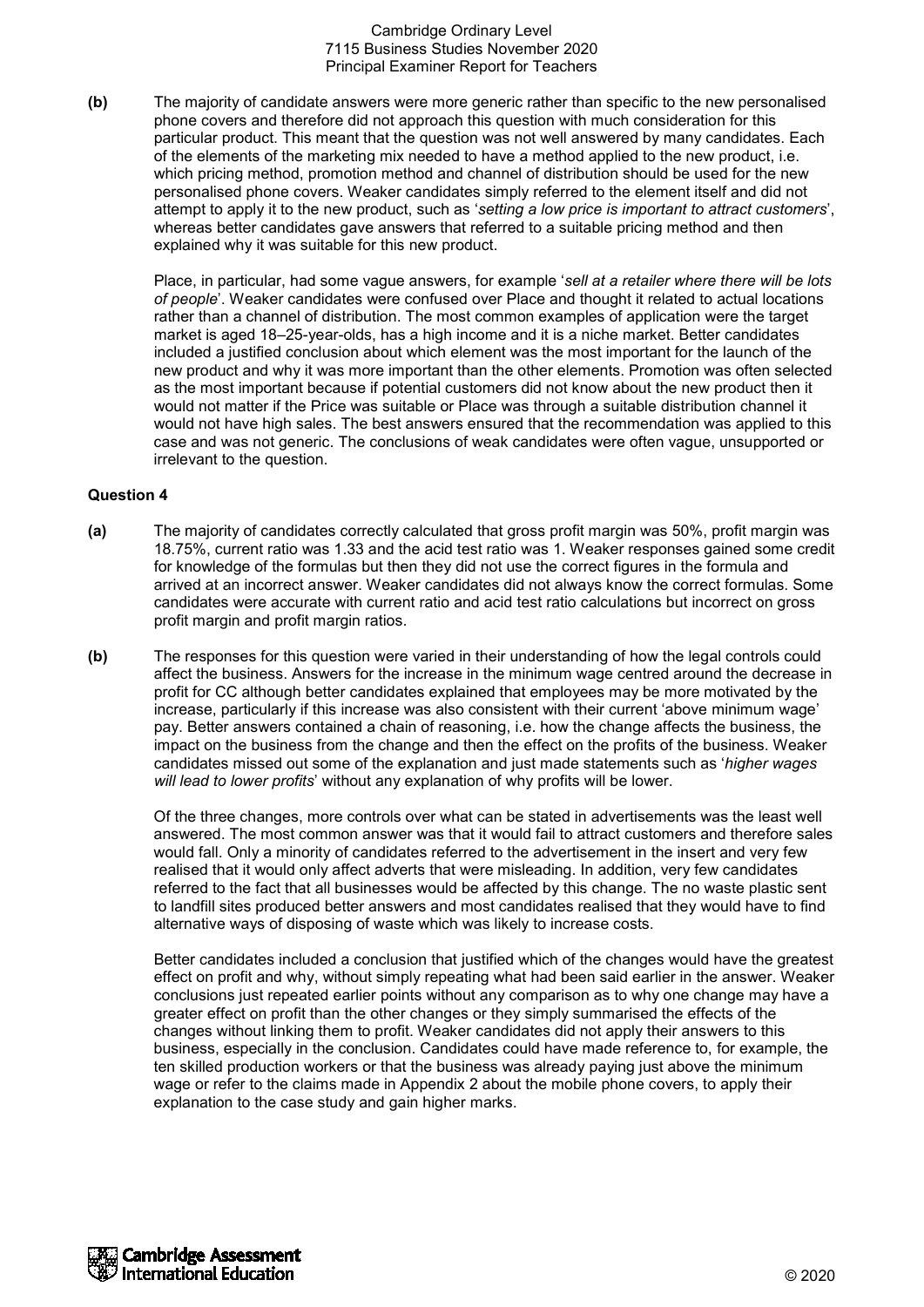**(b)** The majority of candidate answers were more generic rather than specific to the new personalised phone covers and therefore did not approach this question with much consideration for this particular product. This meant that the question was not well answered by many candidates. Each of the elements of the marketing mix needed to have a method applied to the new product, i.e. which pricing method, promotion method and channel of distribution should be used for the new personalised phone covers. Weaker candidates simply referred to the element itself and did not attempt to apply it to the new product, such as '*setting a low price is important to attract customers*', whereas better candidates gave answers that referred to a suitable pricing method and then explained why it was suitable for this new product.

Place, in particular, had some vague answers, for example '*sell at a retailer where there will be lots of people*'. Weaker candidates were confused over Place and thought it related to actual locations rather than a channel of distribution. The most common examples of application were the target market is aged 18–25-year-olds, has a high income and it is a niche market. Better candidates included a justified conclusion about which element was the most important for the launch of the new product and why it was more important than the other elements. Promotion was often selected as the most important because if potential customers did not know about the new product then it would not matter if the Price was suitable or Place was through a suitable distribution channel it would not have high sales. The best answers ensured that the recommendation was applied to this case and was not generic. The conclusions of weak candidates were often vague, unsupported or irrelevant to the question.

### Question 4

**(a)** The majority of candidates correctly calculated that gross profit margin was 50%, profit margin was 18.75%, current ratio was 1.33 and the acid test ratio was 1. Weaker responses gained some credit for knowledge of the formulas but then they did not use the correct figures in the formula and arrived at an incorrect answer. Weaker candidates did not always know the correct formulas. Some candidates were accurate with current ratio and acid test ratio calculations but incorrect on gross profit margin and profit margin ratios.

**(b)** The responses for this question were varied in their understanding of how the legal controls could affect the business. Answers for the increase in the minimum wage centred around the decrease in profit for CC although better candidates explained that employees may be more motivated by the increase, particularly if this increase was also consistent with their current 'above minimum wage' pay. Better answers contained a chain of reasoning, i.e. how the change affects the business, the impact on the business from the change and then the effect on the profits of the business. Weaker candidates missed out some of the explanation and just made statements such as '*higher wages will lead to lower profits*' without any explanation of why profits will be lower.

Of the three changes, more controls over what can be stated in advertisements was the least well answered. The most common answer was that it would fail to attract customers and therefore sales would fall. Only a minority of candidates referred to the advertisement in the insert and very few realised that it would only affect adverts that were misleading. In addition, very few candidates referred to the fact that all businesses would be affected by this change. The no waste plastic sent to landfill sites produced better answers and most candidates realised that they would have to find alternative ways of disposing of waste which was likely to increase costs.

Better candidates included a conclusion that justified which of the changes would have the greatest effect on profit and why, without simply repeating what had been said earlier in the answer. Weaker conclusions just repeated earlier points without any comparison as to why one change may have a greater effect on profit than the other changes or they simply summarised the effects of the changes without linking them to profit. Weaker candidates did not apply their answers to this business, especially in the conclusion. Candidates could have made reference to, for example, the ten skilled production workers or that the business was already paying just above the minimum wage or refer to the claims made in Appendix 2 about the mobile phone covers, to apply their explanation to the case study and gain higher marks.